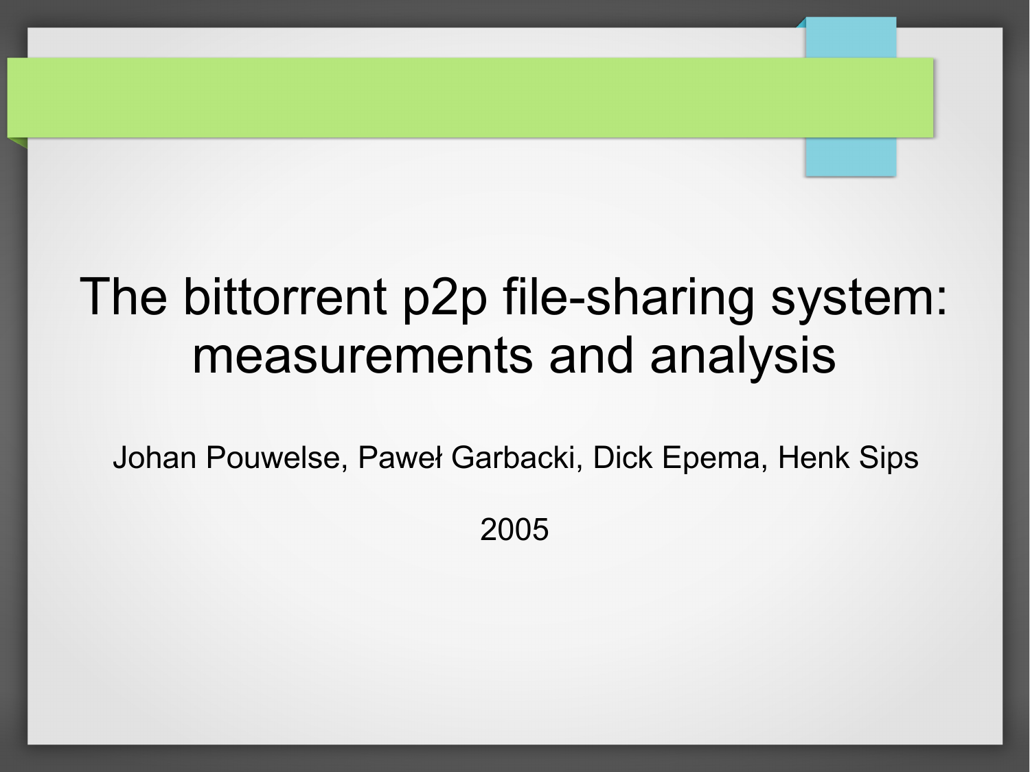# The bittorrent p2p file-sharing system: measurements and analysis

Johan Pouwelse, Paweł Garbacki, Dick Epema, Henk Sips

2005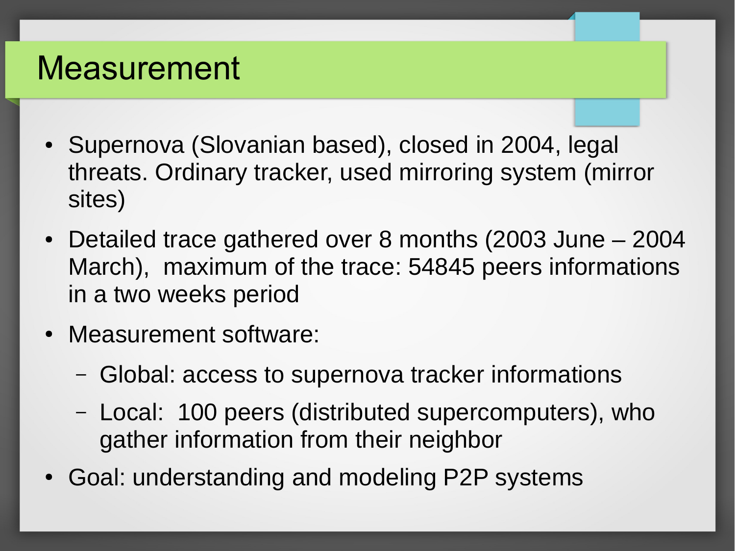# Measurement

- Supernova (Slovanian based), closed in 2004, legal threats. Ordinary tracker, used mirroring system (mirror sites)
- Detailed trace gathered over 8 months (2003 June – 2004 March),  maximum of the trace: 54845 peers informations in a two weeks period
- Measurement software:
  - Global: access to supernova tracker informations
  - Local:  100 peers (distributed supercomputers), who gather information from their neighbor
- Goal: understanding and modeling P2P systems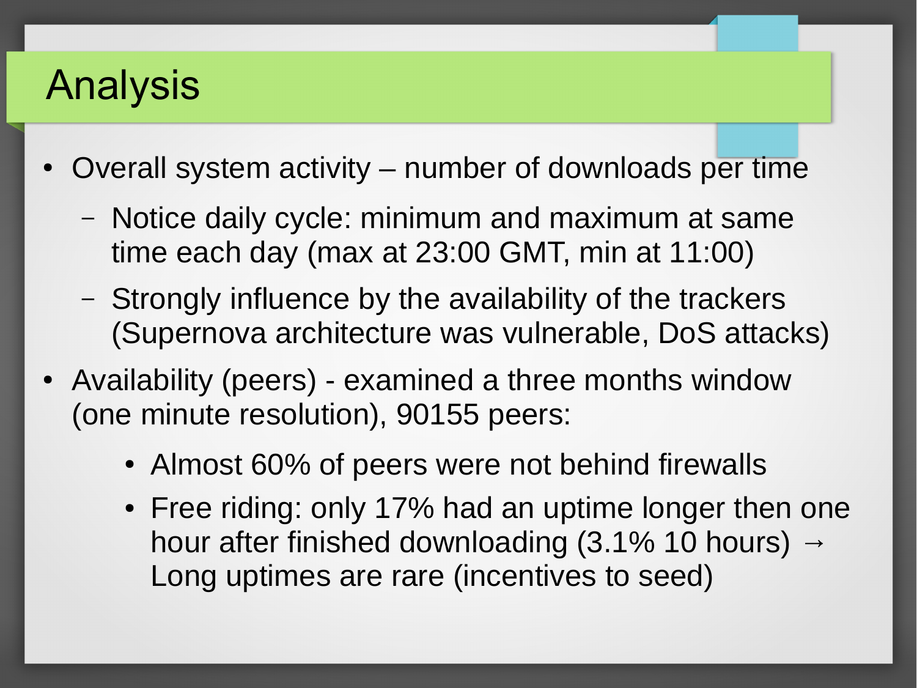# Analysis

- Overall system activity – number of downloads per time
  - Notice daily cycle: minimum and maximum at same time each day (max at 23:00 GMT, min at 11:00)
  - Strongly influence by the availability of the trackers (Supernova architecture was vulnerable, DoS attacks)
- Availability (peers) - examined a three months window (one minute resolution), 90155 peers:
  - Almost 60% of peers were not behind firewalls
  - Free riding: only 17% had an uptime longer then one hour after finished downloading (3.1% 10 hours) → Long uptimes are rare (incentives to seed)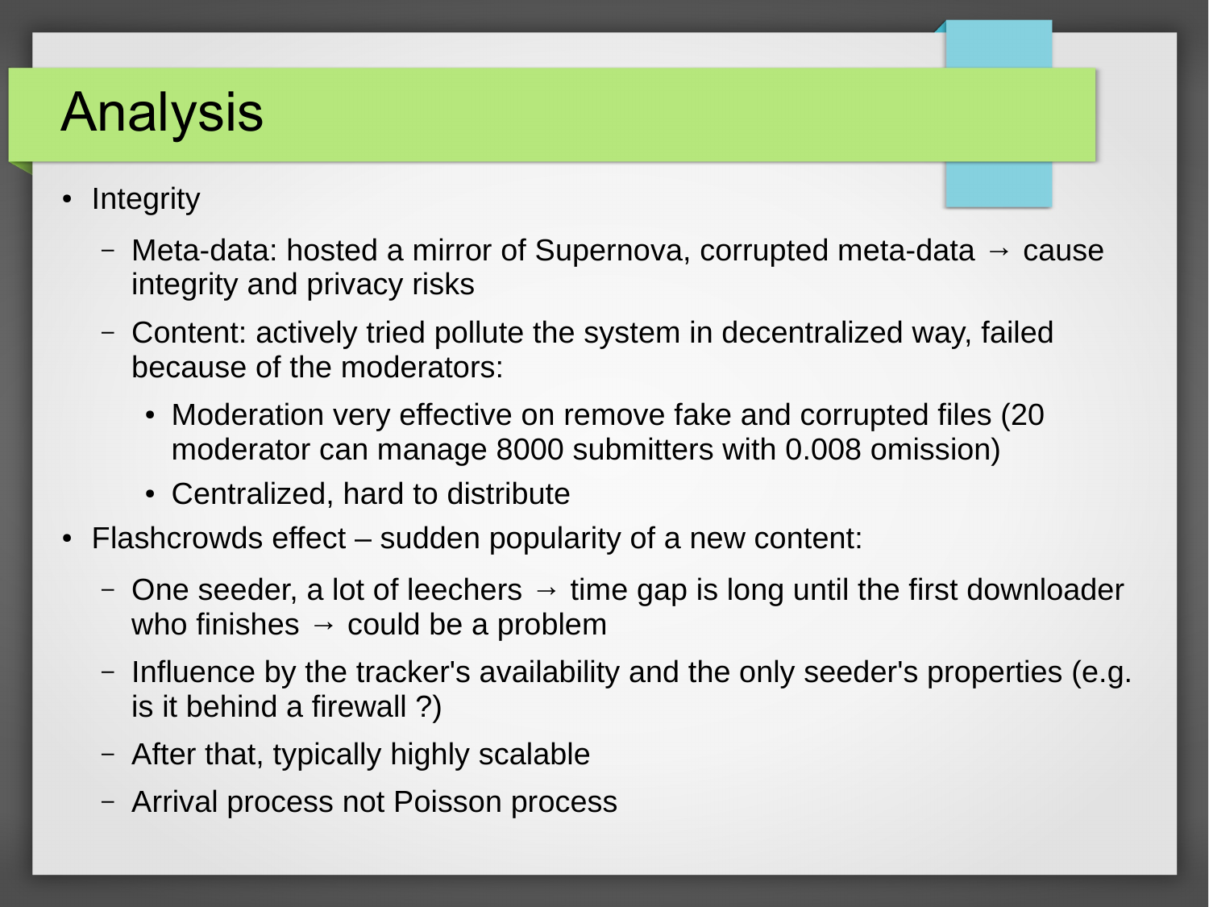# Analysis

- Integrity
  - Meta-data: hosted a mirror of Supernova, corrupted meta-data → cause integrity and privacy risks
  - Content: actively tried pollute the system in decentralized way, failed because of the moderators:
    - Moderation very effective on remove fake and corrupted files (20 moderator can manage 8000 submitters with 0.008 omission)
    - Centralized, hard to distribute
- Flashcrowds effect – sudden popularity of a new content:
  - One seeder, a lot of leechers → time gap is long until the first downloader who finishes → could be a problem
  - Influence by the tracker's availability and the only seeder's properties (e.g. is it behind a firewall ?)
  - After that, typically highly scalable
  - Arrival process not Poisson process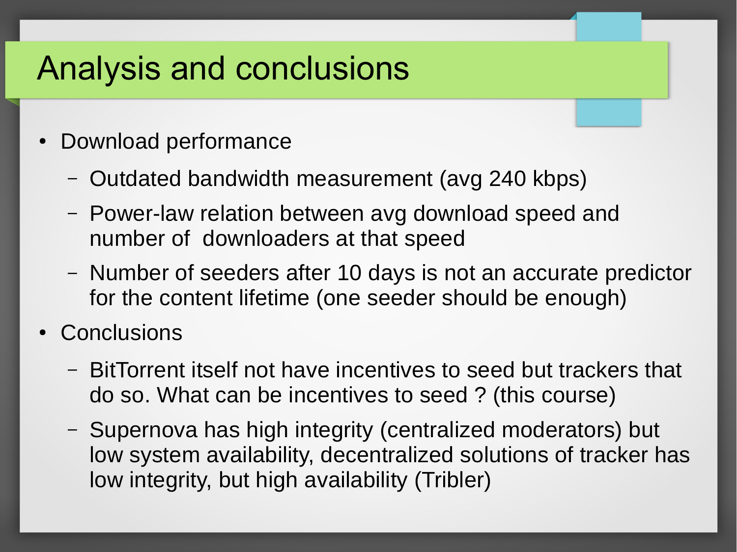# Analysis and conclusions

- Download performance
  - Outdated bandwidth measurement (avg 240 kbps)
  - Power-law relation between avg download speed and number of downloaders at that speed
  - Number of seeders after 10 days is not an accurate predictor for the content lifetime (one seeder should be enough)
- Conclusions
  - BitTorrent itself not have incentives to seed but trackers that do so. What can be incentives to seed ? (this course)
  - Supernova has high integrity (centralized moderators) but low system availability, decentralized solutions of tracker has low integrity, but high availability (Tribler)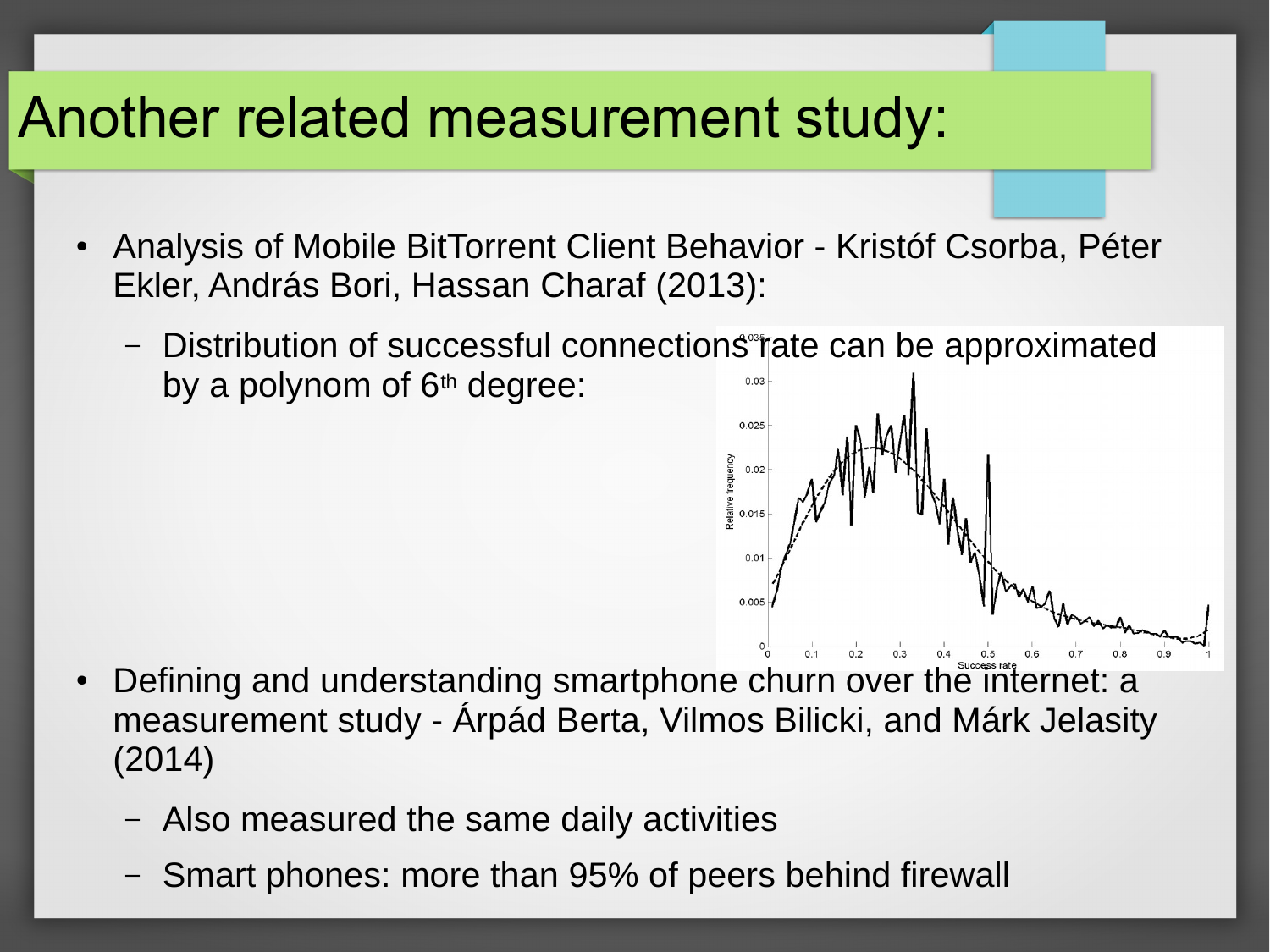# Another related measurement study:

- Analysis of Mobile BitTorrent Client Behavior - Kristóf Csorba, Péter Ekler, András Bori, Hassan Charaf (2013):
  - Distribution of successful connections rate can be approximated by a polynom of 6[th] degree:

0.035
0.03
0.025
0.02
0.015
0.01
0.005
0
Relative frequency
0 0.1 0.2 0.3 0.4 0.5 0.6 0.7 0.8 0.9 1
Success rate

- Defining and understanding smartphone churn over the internet: a measurement study - Árpád Berta, Vilmos Bilicki, and Márk Jelasity (2014)
  - Also measured the same daily activities
  - Smart phones: more than 95% of peers behind firewall